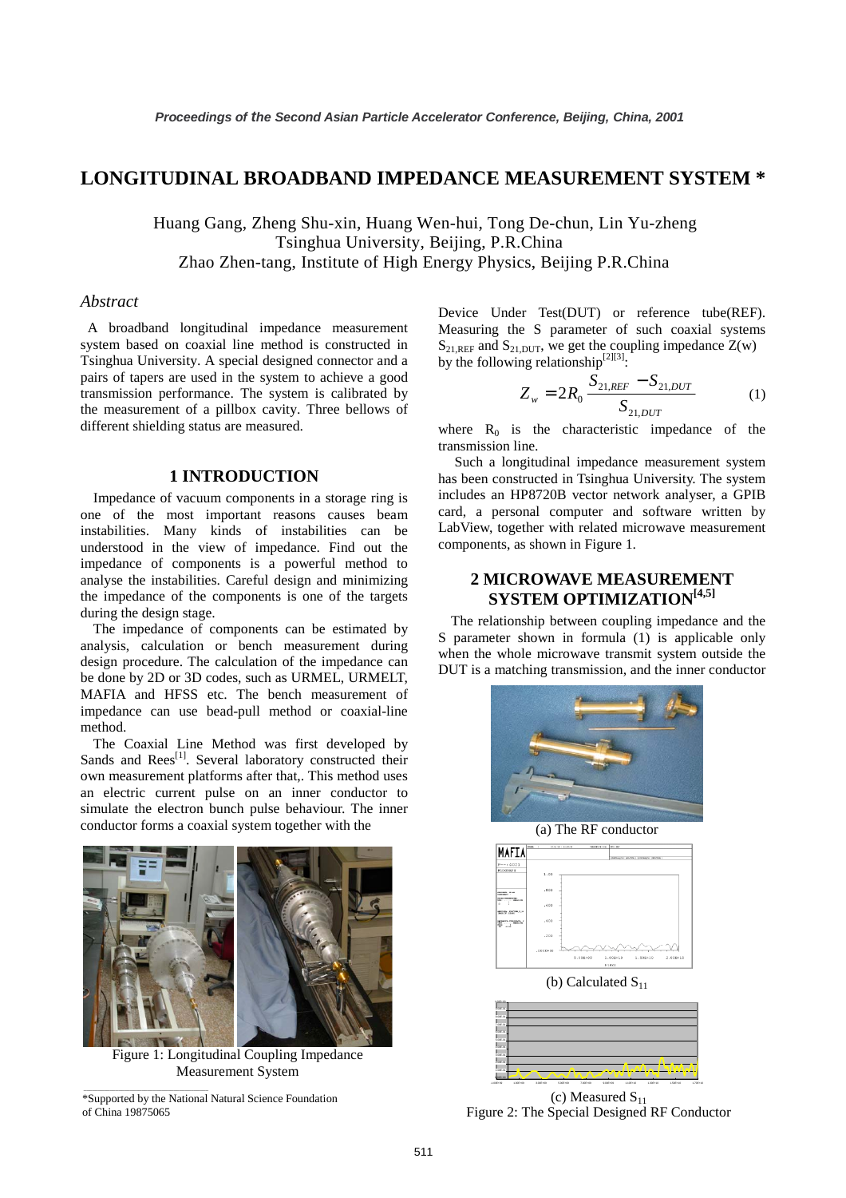# LONGITUDINAL BROADBAND IMPEDANCE MEASUREMENT SYSTEM *

Huang Gang, Zheng Shu-xin, Huang Wen-hui, Tong De-chun, Lin Yu-zheng
Tsinghua University, Beijing, P.R.China
Zhao Zhen-tang, Institute of High Energy Physics, Beijing P.R.China

## *Abstract*

A broadband longitudinal impedance measurement system based on coaxial line method is constructed in Tsinghua University. A special designed connector and a pairs of tapers are used in the system to achieve a good transmission performance. The system is calibrated by the measurement of a pillbox cavity. Three bellows of different shielding status are measured.

## 1 INTRODUCTION

Impedance of vacuum components in a storage ring is one of the most important reasons causes beam instabilities. Many kinds of instabilities can be understood in the view of impedance. Find out the impedance of components is a powerful method to analyse the instabilities. Careful design and minimizing the impedance of the components is one of the targets during the design stage.

The impedance of components can be estimated by analysis, calculation or bench measurement during design procedure. The calculation of the impedance can be done by 2D or 3D codes, such as URMEL, URMELT, MAFIA and HFSS etc. The bench measurement of impedance can use bead-pull method or coaxial-line method.

The Coaxial Line Method was first developed by Sands and Rees[1]. Several laboratory constructed their own measurement platforms after that,. This method uses an electric current pulse on an inner conductor to simulate the electron bunch pulse behaviour. The inner conductor forms a coaxial system together with the Device Under Test(DUT) or reference tube(REF). Measuring the S parameter of such coaxial systems $S_{21,REF}$ and $S_{21,DUT}$, we get the coupling impedance Z(w) by the following relationship[2][3]:

$$Z_w = 2R_0 \frac{S_{21,REF} - S_{21,DUT}}{S_{21,DUT}} \qquad (1)$$

where $R_0$ is the characteristic impedance of the transmission line.

Such a longitudinal impedance measurement system has been constructed in Tsinghua University. The system includes an HP8720B vector network analyser, a GPIB card, a personal computer and software written by LabView, together with related microwave measurement components, as shown in Figure 1.

Figure 1: Longitudinal Coupling Impedance Measurement System

## 2 MICROWAVE MEASUREMENT SYSTEM OPTIMIZATION[4,5]

The relationship between coupling impedance and the S parameter shown in formula (1) is applicable only when the whole microwave transmit system outside the DUT is a matching transmission, and the inner conductor

(a) The RF conductor

(b) Calculated $S_{11}$

(c) Measured $S_{11}$

Figure 2: The Special Designed RF Conductor

*Supported by the National Natural Science Foundation of China 19875065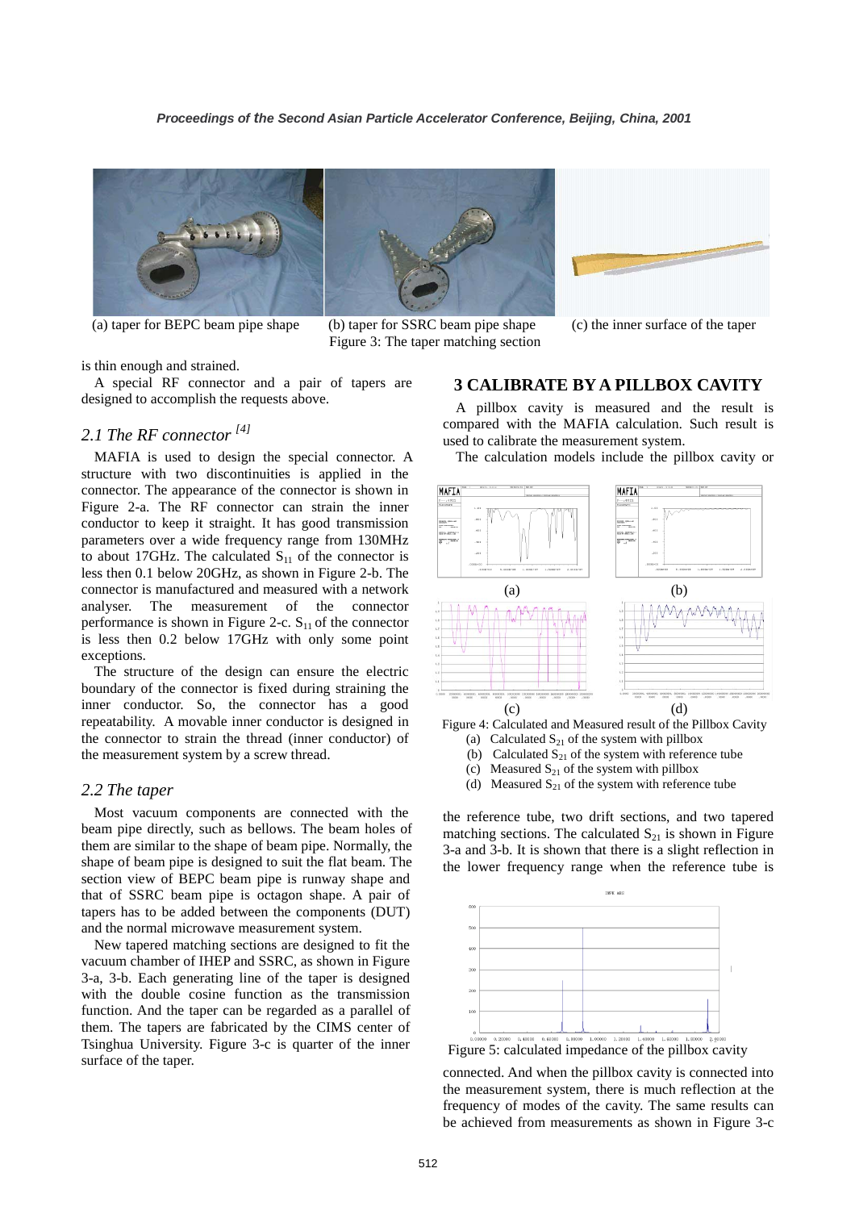(a) taper for BEPC beam pipe shape

(b) taper for SSRC beam pipe shape

(c) the inner surface of the taper

Figure 3: The taper matching section

is thin enough and strained.

A special RF connector and a pair of tapers are designed to accomplish the requests above.

### *2.1 The RF connector* [4]

MAFIA is used to design the special connector. A structure with two discontinuities is applied in the connector. The appearance of the connector is shown in Figure 2-a. The RF connector can strain the inner conductor to keep it straight. It has good transmission parameters over a wide frequency range from 130MHz to about 17GHz. The calculated $S_{11}$ of the connector is less then 0.1 below 20GHz, as shown in Figure 2-b. The connector is manufactured and measured with a network analyser. The measurement of the connector performance is shown in Figure 2-c. $S_{11}$ of the connector is less then 0.2 below 17GHz with only some point exceptions.

The structure of the design can ensure the electric boundary of the connector is fixed during straining the inner conductor. So, the connector has a good repeatability. A movable inner conductor is designed in the connector to strain the thread (inner conductor) of the measurement system by a screw thread.

### *2.2 The taper*

Most vacuum components are connected with the beam pipe directly, such as bellows. The beam holes of them are similar to the shape of beam pipe. Normally, the shape of beam pipe is designed to suit the flat beam. The section view of BEPC beam pipe is runway shape and that of SSRC beam pipe is octagon shape. A pair of tapers has to be added between the components (DUT) and the normal microwave measurement system.

New tapered matching sections are designed to fit the vacuum chamber of IHEP and SSRC, as shown in Figure 3-a, 3-b. Each generating line of the taper is designed with the double cosine function as the transmission function. And the taper can be regarded as a parallel of them. The tapers are fabricated by the CIMS center of Tsinghua University. Figure 3-c is quarter of the inner surface of the taper.

## 3 CALIBRATE BY A PILLBOX CAVITY

A pillbox cavity is measured and the result is compared with the MAFIA calculation. Such result is used to calibrate the measurement system.

The calculation models include the pillbox cavity or

Figure 4: Calculated and Measured result of the Pillbox Cavity

(a) Calculated $S_{21}$ of the system with pillbox
(b) Calculated $S_{21}$ of the system with reference tube
(c) Measured $S_{21}$ of the system with pillbox
(d) Measured $S_{21}$ of the system with reference tube

the reference tube, two drift sections, and two tapered matching sections. The calculated $S_{21}$ is shown in Figure 3-a and 3-b. It is shown that there is a slight reflection in the lower frequency range when the reference tube is

Figure 5: calculated impedance of the pillbox cavity

connected. And when the pillbox cavity is connected into the measurement system, there is much reflection at the frequency of modes of the cavity. The same results can be achieved from measurements as shown in Figure 3-c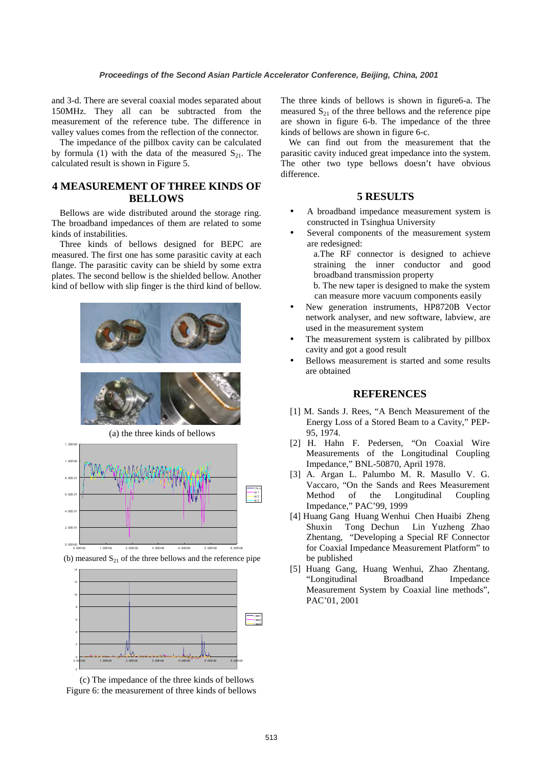and 3-d. There are several coaxial modes separated about 150MHz. They all can be subtracted from the measurement of the reference tube. The difference in valley values comes from the reflection of the connector.

The impedance of the pillbox cavity can be calculated by formula (1) with the data of the measured $S_{21}$. The calculated result is shown in Figure 5.

## 4 MEASUREMENT OF THREE KINDS OF BELLOWS

Bellows are wide distributed around the storage ring. The broadband impedances of them are related to some kinds of instabilities.

Three kinds of bellows designed for BEPC are measured. The first one has some parasitic cavity at each flange. The parasitic cavity can be shield by some extra plates. The second bellow is the shielded bellow. Another kind of bellow with slip finger is the third kind of bellow.

(a) the three kinds of bellows

1.20E+00
1.00E+00
8.00E-01
6.00E-01
4.00E-01
2.00E-01
0.00E+00
0.00E+00 1.00E+09 2.00E+09 3.00E+09 4.00E+09 5.00E+09 6.00E+09
tru
bl 1
bl 2
bl 3

(b) measured $S_{21}$ of the three bellows and the reference pipe

14
12
10
8
6
4
2
0
-2
0.00E+00 1.00E+09 2.00E+09 3.00E+09 4.00E+09 5.00E+09 6.00E+09
impe1
impe2
impe3

(c) The impedance of the three kinds of bellows

Figure 6: the measurement of three kinds of bellows

The three kinds of bellows is shown in figure6-a. The measured $S_{21}$ of the three bellows and the reference pipe are shown in figure 6-b. The impedance of the three kinds of bellows are shown in figure 6-c.

We can find out from the measurement that the parasitic cavity induced great impedance into the system. The other two type bellows doesn't have obvious difference.

## 5 RESULTS

- A broadband impedance measurement system is constructed in Tsinghua University
- Several components of the measurement system are redesigned:
  a.The RF connector is designed to achieve straining the inner conductor and good broadband transmission property
  b. The new taper is designed to make the system can measure more vacuum components easily
- New generation instruments, HP8720B Vector network analyser, and new software, labview, are used in the measurement system
- The measurement system is calibrated by pillbox cavity and got a good result
- Bellows measurement is started and some results are obtained

## REFERENCES

[1] M. Sands J. Rees, "A Bench Measurement of the Energy Loss of a Stored Beam to a Cavity," PEP-95, 1974.

[2] H. Hahn F. Pedersen, "On Coaxial Wire Measurements of the Longitudinal Coupling Impedance," BNL-50870, April 1978.

[3] A. Argan L. Palumbo M. R. Masullo V. G. Vaccaro, "On the Sands and Rees Measurement Method of the Longitudinal Coupling Impedance," PAC'99, 1999

[4] Huang Gang Huang Wenhui Chen Huaibi Zheng Shuxin Tong Dechun Lin Yuzheng Zhao Zhentang, "Developing a Special RF Connector for Coaxial Impedance Measurement Platform" to be published

[5] Huang Gang, Huang Wenhui, Zhao Zhentang. "Longitudinal Broadband Impedance Measurement System by Coaxial line methods", PAC'01, 2001